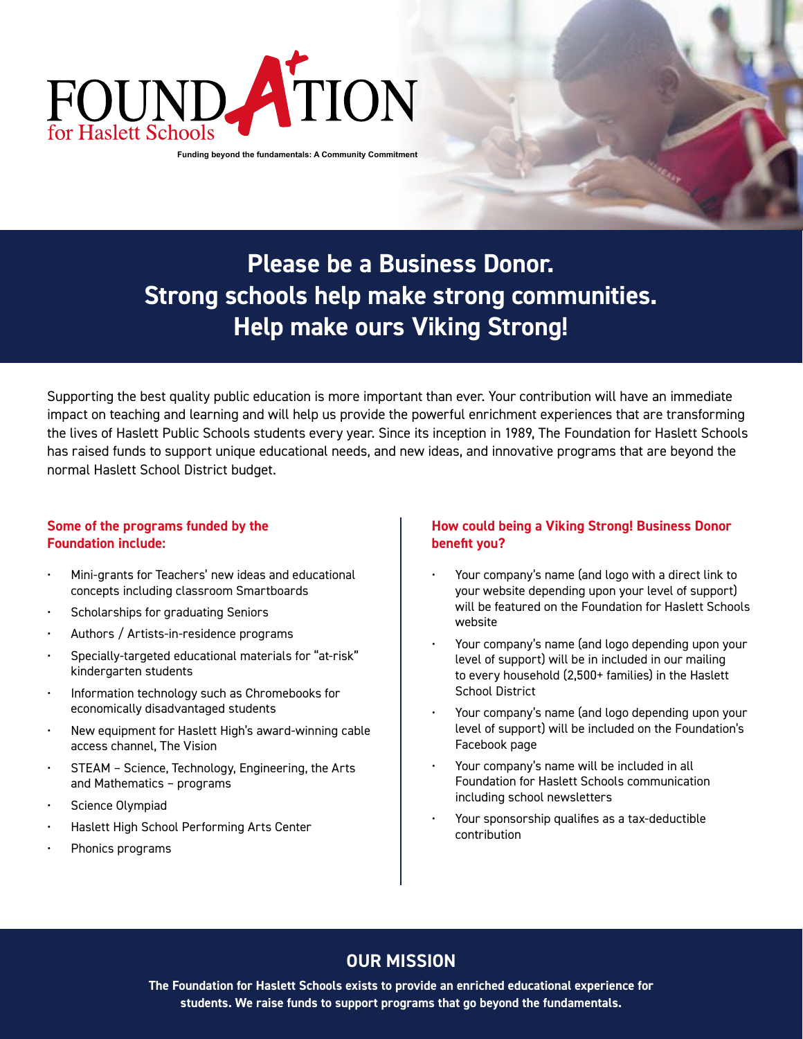# FOUNDATION for Haslett Schools

Funding beyond the fundamentals: A Community Commitment

## Please be a Business Donor. Strong schools help make strong communities. Help make ours Viking Strong!

Supporting the best quality public education is more important than ever. Your contribution will have an immediate impact on teaching and learning and will help us provide the powerful enrichment experiences that are transforming the lives of Haslett Public Schools students every year. Since its inception in 1989, The Foundation for Haslett Schools has raised funds to support unique educational needs, and new ideas, and innovative programs that are beyond the normal Haslett School District budget.

### Some of the programs funded by the Foundation include:

- Mini-grants for Teachers' new ideas and educational concepts including classroom Smartboards
- Scholarships for graduating Seniors
- Authors / Artists-in-residence programs
- Specially-targeted educational materials for "at-risk" kindergarten students
- Information technology such as Chromebooks for economically disadvantaged students
- New equipment for Haslett High's award-winning cable access channel, The Vision
- STEAM – Science, Technology, Engineering, the Arts and Mathematics – programs
- Science Olympiad
- Haslett High School Performing Arts Center
- Phonics programs

### How could being a Viking Strong! Business Donor benefit you?

- Your company's name (and logo with a direct link to your website depending upon your level of support) will be featured on the Foundation for Haslett Schools website
- Your company's name (and logo depending upon your level of support) will be in included in our mailing to every household (2,500+ families) in the Haslett School District
- Your company's name (and logo depending upon your level of support) will be included on the Foundation's Facebook page
- Your company's name will be included in all Foundation for Haslett Schools communication including school newsletters
- Your sponsorship qualifies as a tax-deductible contribution

## OUR MISSION

**The Foundation for Haslett Schools exists to provide an enriched educational experience for students. We raise funds to support programs that go beyond the fundamentals.**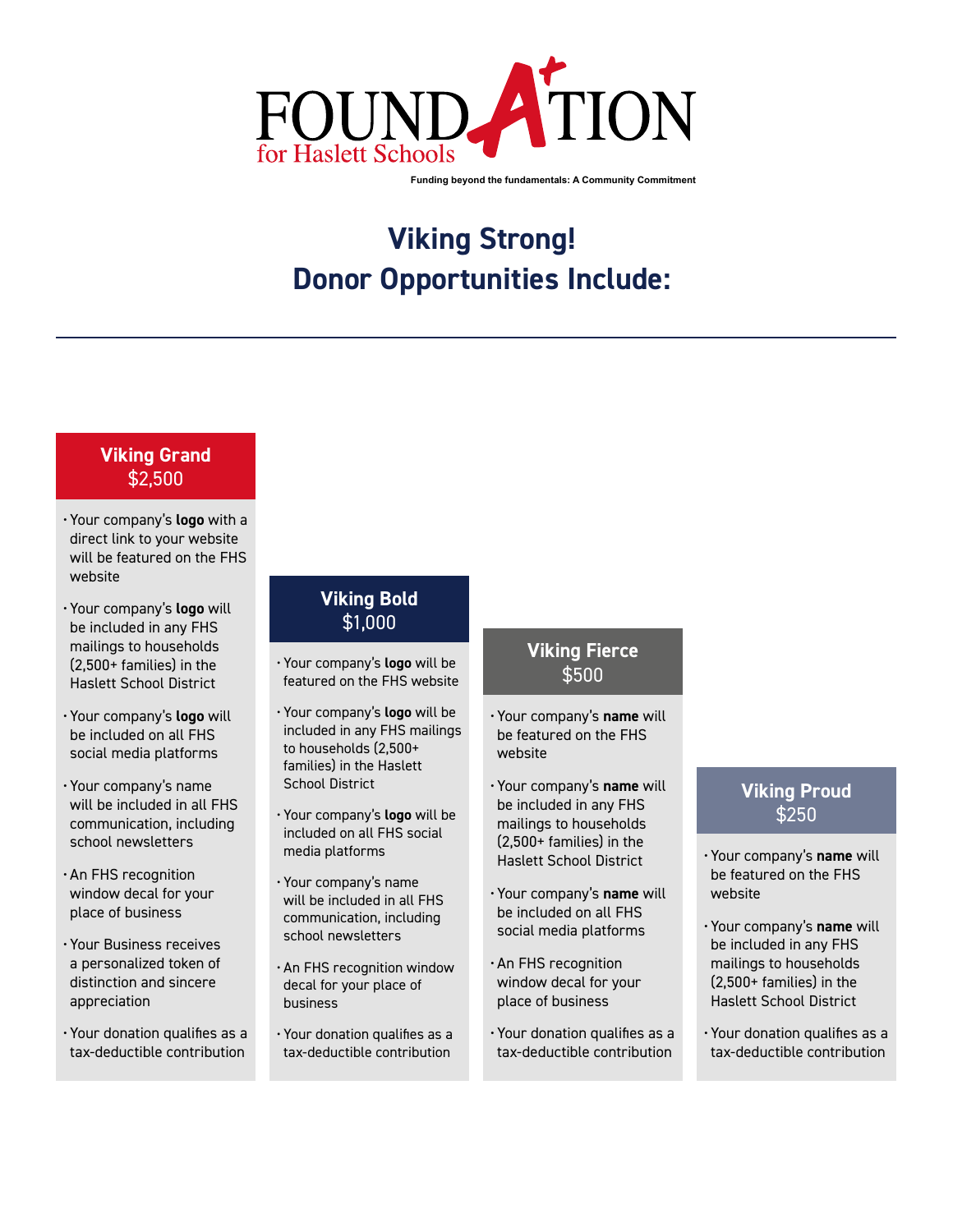FOUNDATION
for Haslett Schools

Funding beyond the fundamentals: A Community Commitment

# Viking Strong!
# Donor Opportunities Include:

---

## Viking Grand
$2,500

- Your company's **logo** with a direct link to your website will be featured on the FHS website
- Your company's **logo** will be included in any FHS mailings to households (2,500+ families) in the Haslett School District
- Your company's **logo** will be included on all FHS social media platforms
- Your company's name will be included in all FHS communication, including school newsletters
- An FHS recognition window decal for your place of business
- Your Business receives a personalized token of distinction and sincere appreciation
- Your donation qualifies as a tax-deductible contribution

## Viking Bold
$1,000

- Your company's **logo** will be featured on the FHS website
- Your company's **logo** will be included in any FHS mailings to households (2,500+ families) in the Haslett School District
- Your company's **logo** will be included on all FHS social media platforms
- Your company's name will be included in all FHS communication, including school newsletters
- An FHS recognition window decal for your place of business
- Your donation qualifies as a tax-deductible contribution

## Viking Fierce
$500

- Your company's **name** will be featured on the FHS website
- Your company's **name** will be included in any FHS mailings to households (2,500+ families) in the Haslett School District
- Your company's **name** will be included on all FHS social media platforms
- An FHS recognition window decal for your place of business
- Your donation qualifies as a tax-deductible contribution

## Viking Proud
$250

- Your company's **name** will be featured on the FHS website
- Your company's **name** will be included in any FHS mailings to households (2,500+ families) in the Haslett School District
- Your donation qualifies as a tax-deductible contribution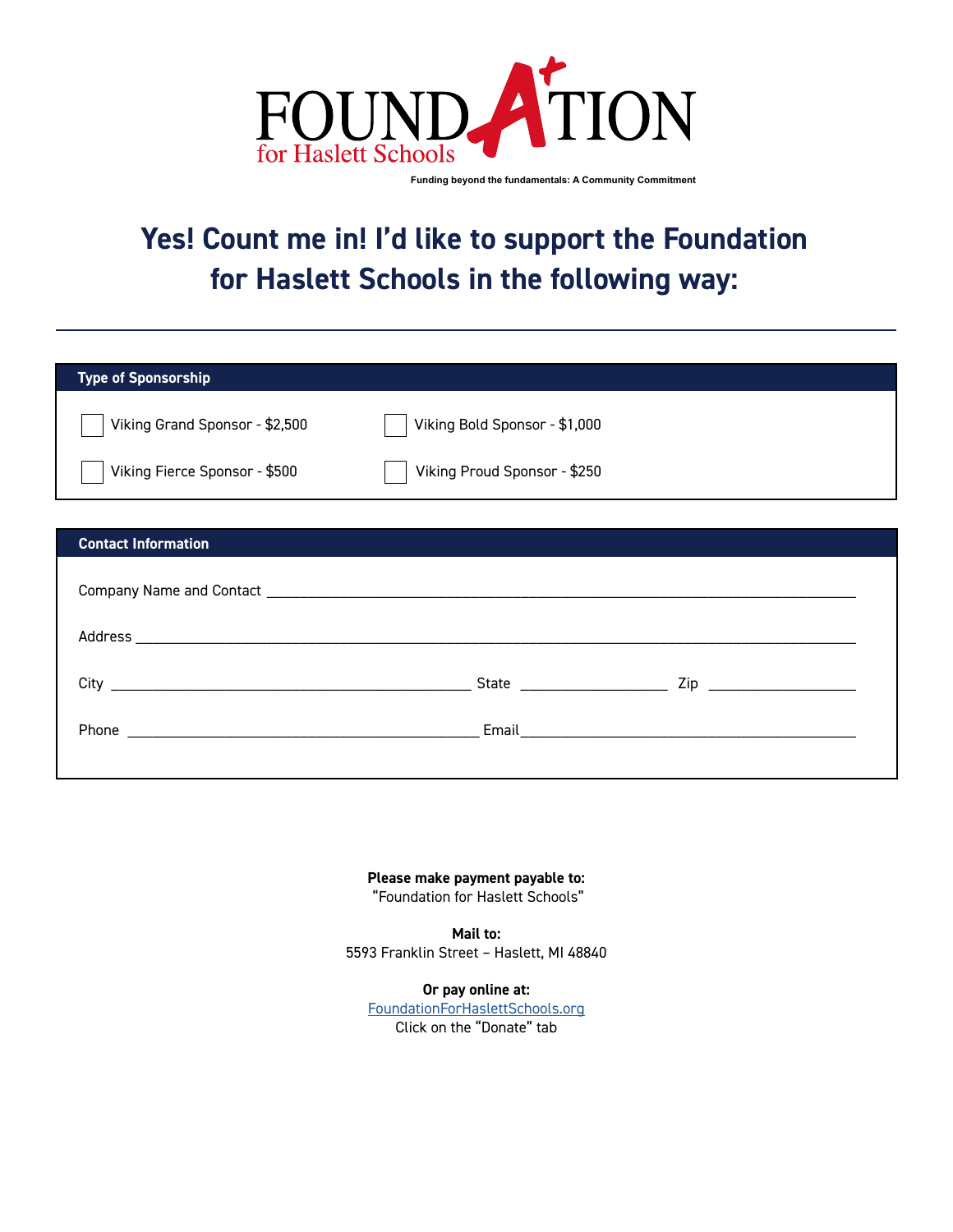FOUNDATION
for Haslett Schools

Funding beyond the fundamentals: A Community Commitment

# Yes! Count me in! I'd like to support the Foundation for Haslett Schools in the following way:

---

**Type of Sponsorship**

- [ ] Viking Grand Sponsor - $2,500
- [ ] Viking Bold Sponsor - $1,000
- [ ] Viking Fierce Sponsor - $500
- [ ] Viking Proud Sponsor - $250

**Contact Information**

Company Name and Contact ______________________________

Address ______________________________

City ______________________ State __________ Zip __________

Phone ______________________ Email ______________________

**Please make payment payable to:**
"Foundation for Haslett Schools"

**Mail to:**
5593 Franklin Street – Haslett, MI 48840

**Or pay online at:**
FoundationForHaslettSchools.org
Click on the "Donate" tab